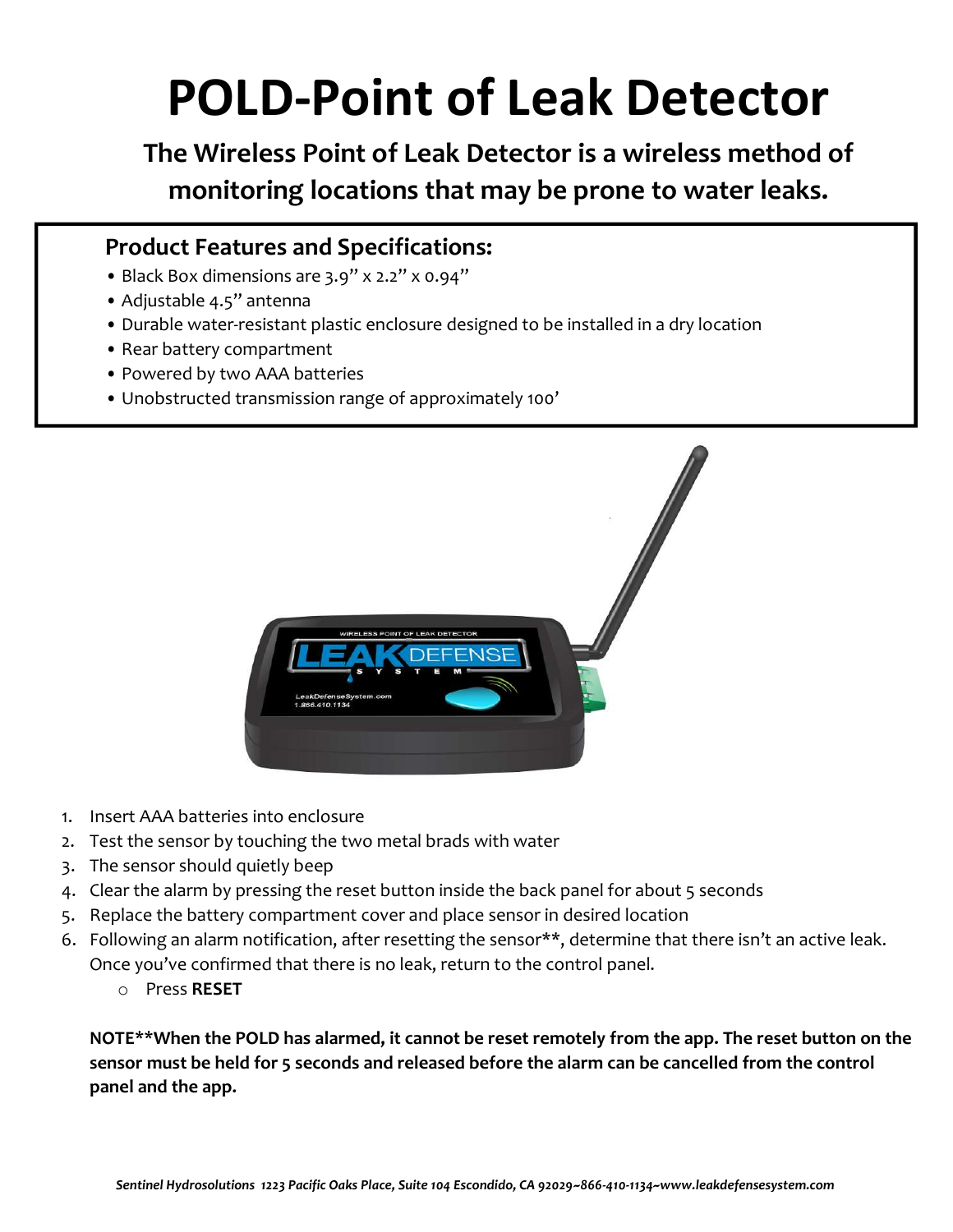# POLD-Point of Leak Detector

## The Wireless Point of Leak Detector is a wireless method of monitoring locations that may be prone to water leaks.

### Product Features and Specifications:

- Black Box dimensions are 3.9" x 2.2" x 0.94"
- Adjustable 4.5" antenna
- Durable water-resistant plastic enclosure designed to be installed in a dry location
- Rear battery compartment
- Powered by two AAA batteries
- Unobstructed transmission range of approximately 100'

1. Insert AAA batteries into enclosure
2. Test the sensor by touching the two metal brads with water
3. The sensor should quietly beep
4. Clear the alarm by pressing the reset button inside the back panel for about 5 seconds
5. Replace the battery compartment cover and place sensor in desired location
6. Following an alarm notification, after resetting the sensor**, determine that there isn't an active leak. Once you've confirmed that there is no leak, return to the control panel.
   - Press **RESET**

**NOTE**When the POLD has alarmed, it cannot be reset remotely from the app. The reset button on the sensor must be held for 5 seconds and released before the alarm can be cancelled from the control panel and the app.**

*Sentinel Hydrosolutions 1223 Pacific Oaks Place, Suite 104 Escondido, CA 92029~866-410-1134~www.leakdefensesystem.com*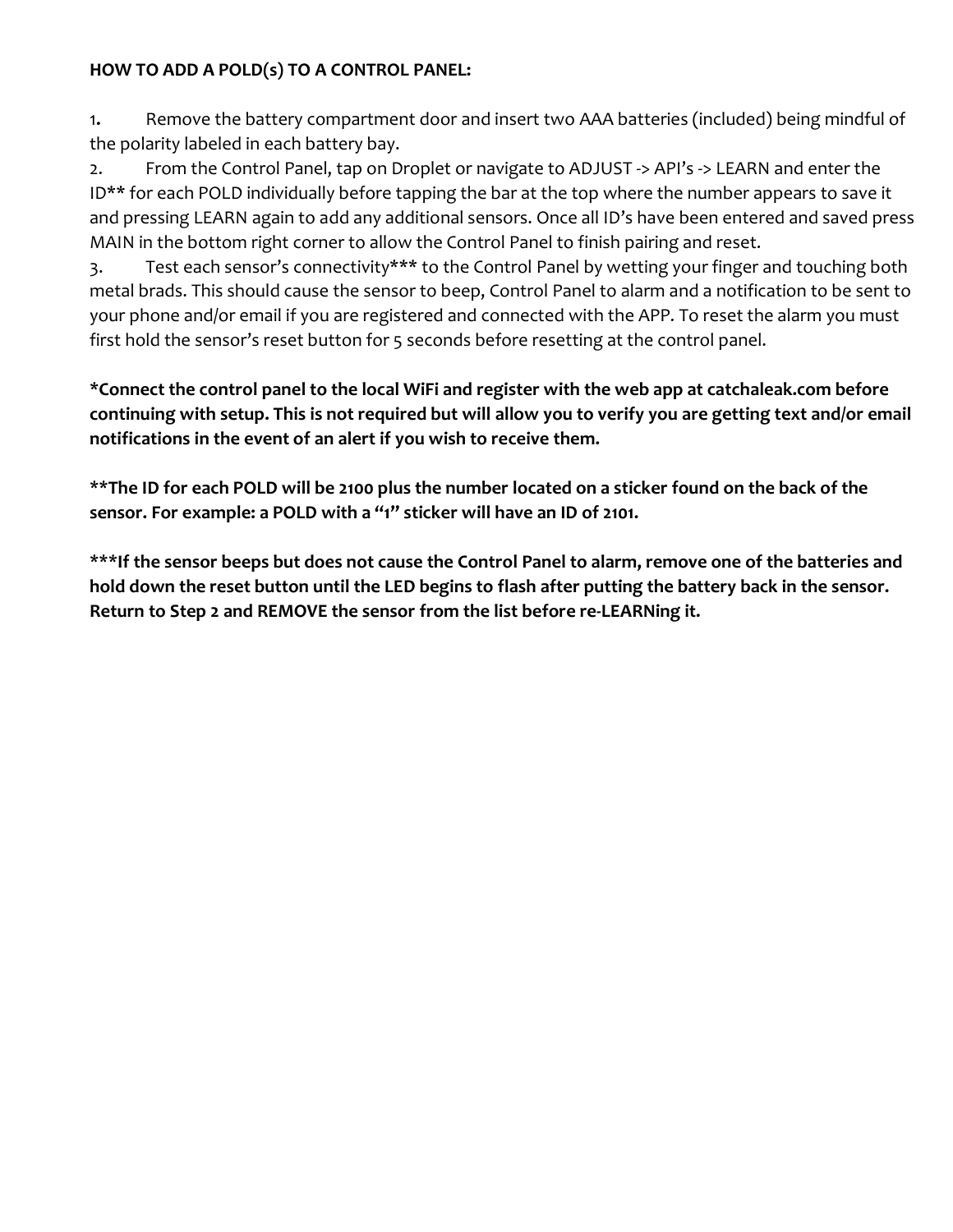**HOW TO ADD A POLD(s) TO A CONTROL PANEL:**

1. Remove the battery compartment door and insert two AAA batteries (included) being mindful of the polarity labeled in each battery bay.
2. From the Control Panel, tap on Droplet or navigate to ADJUST -> API's -> LEARN and enter the ID** for each POLD individually before tapping the bar at the top where the number appears to save it and pressing LEARN again to add any additional sensors. Once all ID's have been entered and saved press MAIN in the bottom right corner to allow the Control Panel to finish pairing and reset.
3. Test each sensor's connectivity*** to the Control Panel by wetting your finger and touching both metal brads. This should cause the sensor to beep, Control Panel to alarm and a notification to be sent to your phone and/or email if you are registered and connected with the APP. To reset the alarm you must first hold the sensor's reset button for 5 seconds before resetting at the control panel.

***Connect the control panel to the local WiFi and register with the web app at catchaleak.com before continuing with setup. This is not required but will allow you to verify you are getting text and/or email notifications in the event of an alert if you wish to receive them.**

****The ID for each POLD will be 2100 plus the number located on a sticker found on the back of the sensor. For example: a POLD with a "1" sticker will have an ID of 2101.**

*****If the sensor beeps but does not cause the Control Panel to alarm, remove one of the batteries and hold down the reset button until the LED begins to flash after putting the battery back in the sensor. Return to Step 2 and REMOVE the sensor from the list before re-LEARNing it.**